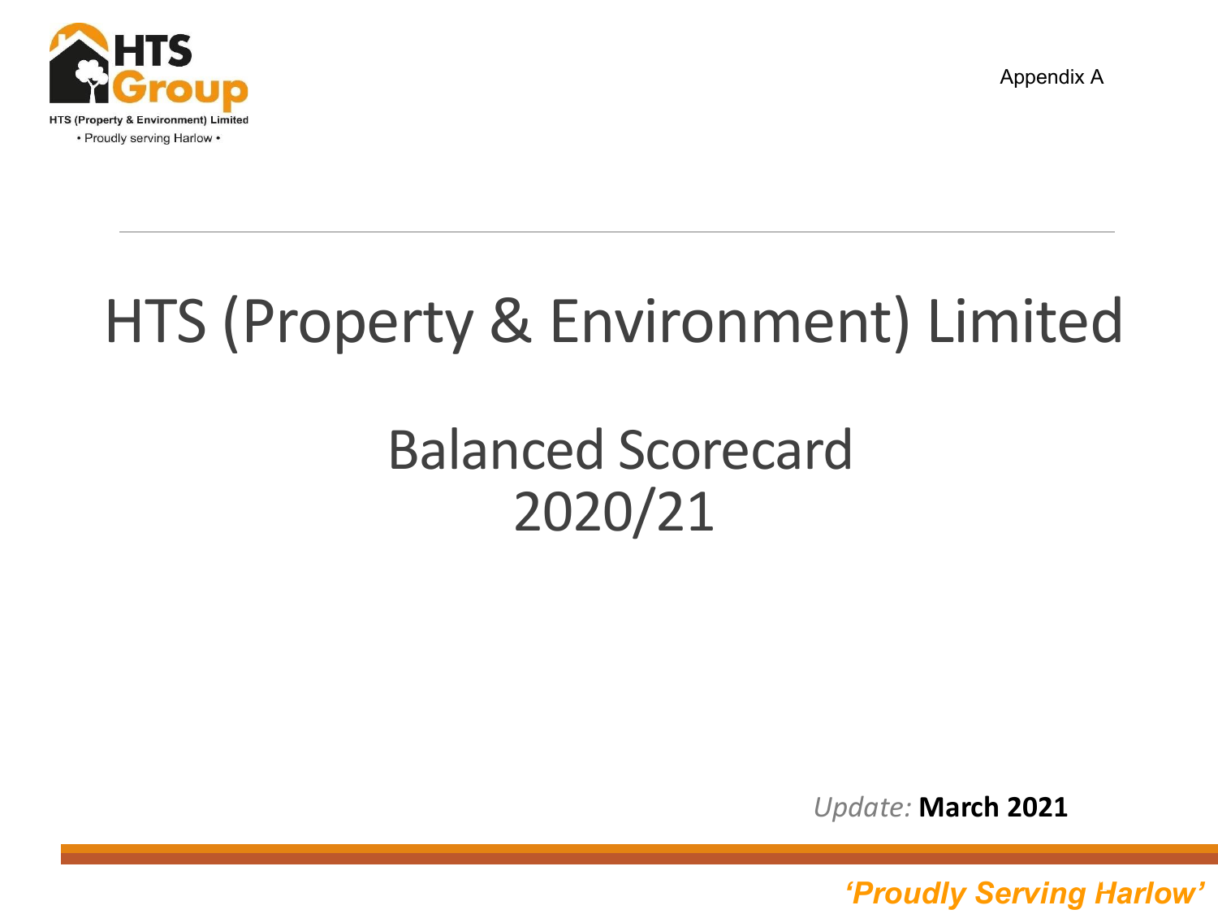HTS (Property & Environment) Limited

• Proudly serving Harlow •

Appendix A

# HTS (Property & Environment) Limited

## Balanced Scorecard 2020/21

*Update:* **March 2021**

***'Proudly Serving Harlow'***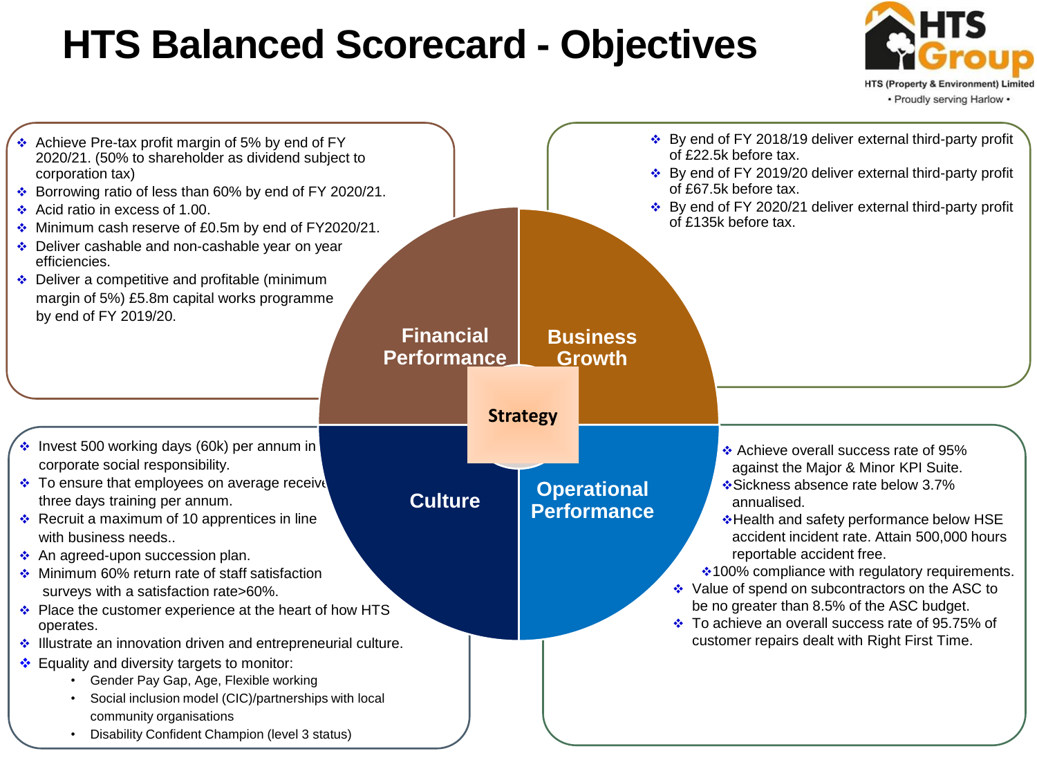# HTS Balanced Scorecard - Objectives

HTS Group
HTS (Property & Environment) Limited
• Proudly serving Harlow •

## Financial Performance

- Achieve Pre-tax profit margin of 5% by end of FY 2020/21. (50% to shareholder as dividend subject to corporation tax)
- Borrowing ratio of less than 60% by end of FY 2020/21.
- Acid ratio in excess of 1.00.
- Minimum cash reserve of £0.5m by end of FY2020/21.
- Deliver cashable and non-cashable year on year efficiencies.
- Deliver a competitive and profitable (minimum margin of 5%) £5.8m capital works programme by end of FY 2019/20.

## Business Growth

- By end of FY 2018/19 deliver external third-party profit of £22.5k before tax.
- By end of FY 2019/20 deliver external third-party profit of £67.5k before tax.
- By end of FY 2020/21 deliver external third-party profit of £135k before tax.

## Strategy

## Culture

- Invest 500 working days (60k) per annum in corporate social responsibility.
- To ensure that employees on average receive three days training per annum.
- Recruit a maximum of 10 apprentices in line with business needs..
- An agreed-upon succession plan.
- Minimum 60% return rate of staff satisfaction surveys with a satisfaction rate>60%.
- Place the customer experience at the heart of how HTS operates.
- Illustrate an innovation driven and entrepreneurial culture.
- Equality and diversity targets to monitor:
  - Gender Pay Gap, Age, Flexible working
  - Social inclusion model (CIC)/partnerships with local community organisations
  - Disability Confident Champion (level 3 status)

## Operational Performance

- Achieve overall success rate of 95% against the Major & Minor KPI Suite.
- Sickness absence rate below 3.7% annualised.
- Health and safety performance below HSE accident incident rate. Attain 500,000 hours reportable accident free.
- 100% compliance with regulatory requirements.
- Value of spend on subcontractors on the ASC to be no greater than 8.5% of the ASC budget.
- To achieve an overall success rate of 95.75% of customer repairs dealt with Right First Time.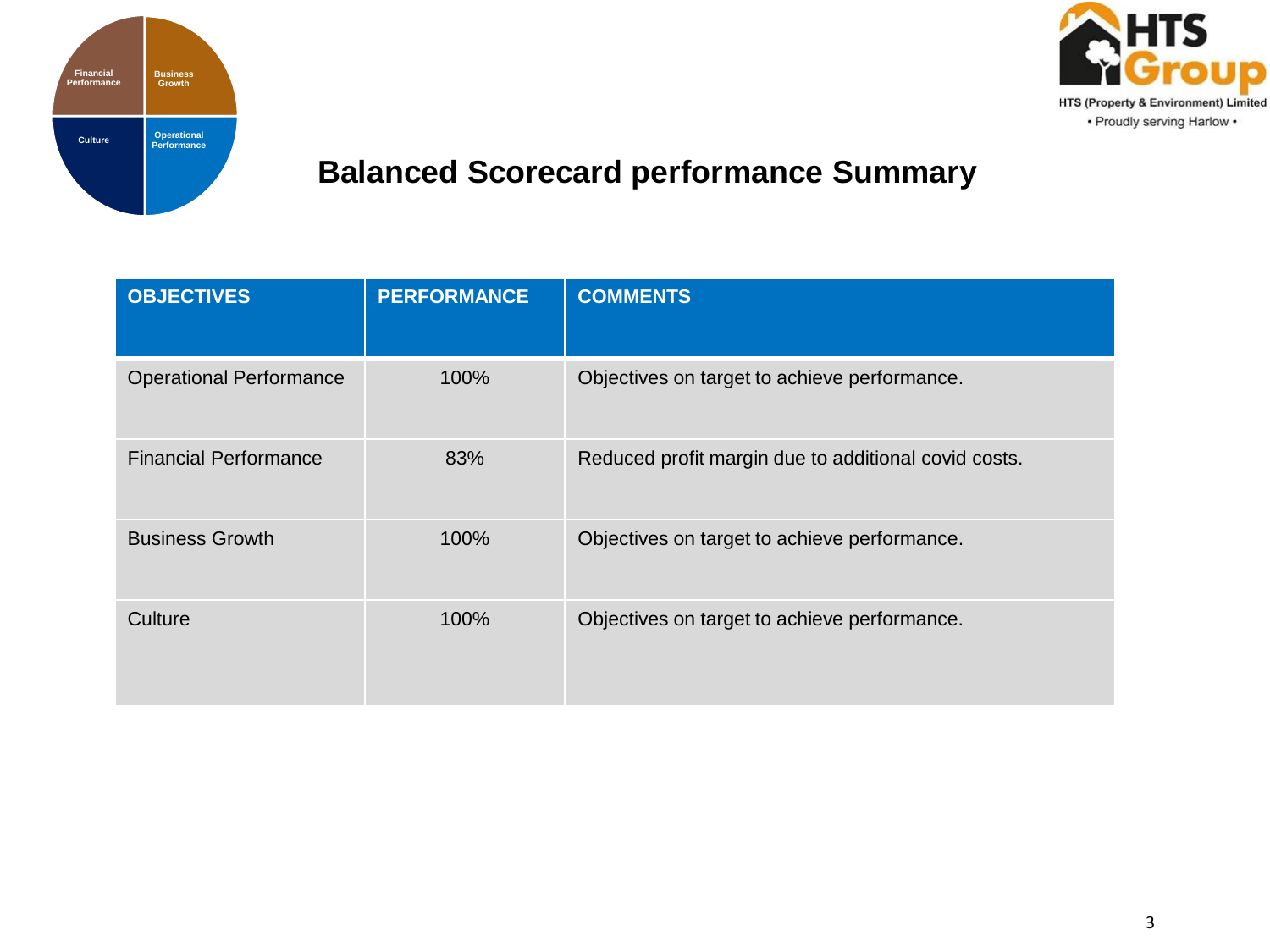# Balanced Scorecard performance Summary

| OBJECTIVES | PERFORMANCE | COMMENTS |
| --- | --- | --- |
| Operational Performance | 100% | Objectives on target to achieve performance. |
| Financial Performance | 83% | Reduced profit margin due to additional covid costs. |
| Business Growth | 100% | Objectives on target to achieve performance. |
| Culture | 100% | Objectives on target to achieve performance. |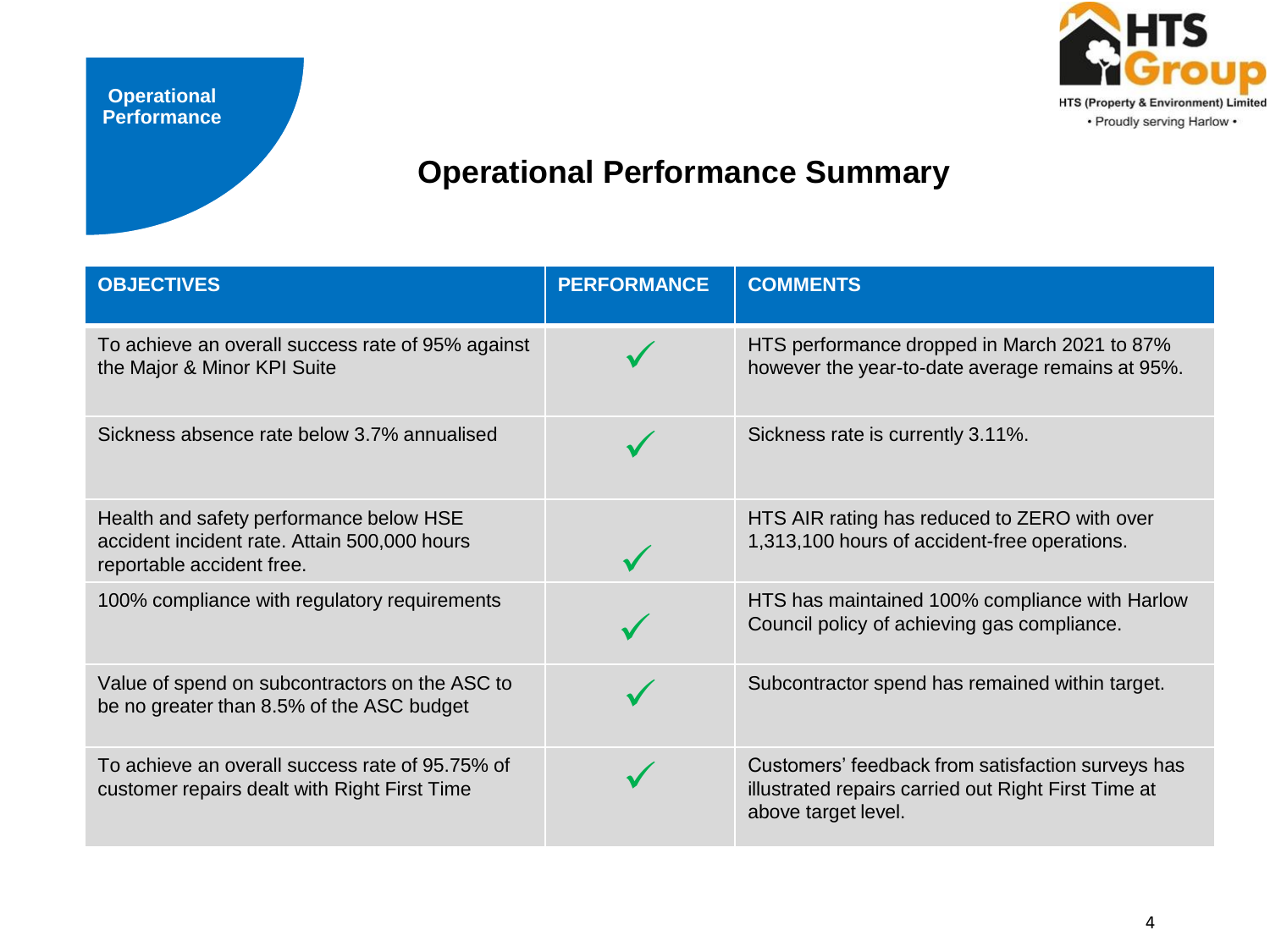Operational Performance

HTS Group
HTS (Property & Environment) Limited
• Proudly serving Harlow •

# Operational Performance Summary

| OBJECTIVES | PERFORMANCE | COMMENTS |
|---|---|---|
| To achieve an overall success rate of 95% against the Major & Minor KPI Suite | ✓ | HTS performance dropped in March 2021 to 87% however the year-to-date average remains at 95%. |
| Sickness absence rate below 3.7% annualised | ✓ | Sickness rate is currently 3.11%. |
| Health and safety performance below HSE accident incident rate. Attain 500,000 hours reportable accident free. | ✓ | HTS AIR rating has reduced to ZERO with over 1,313,100 hours of accident-free operations. |
| 100% compliance with regulatory requirements | ✓ | HTS has maintained 100% compliance with Harlow Council policy of achieving gas compliance. |
| Value of spend on subcontractors on the ASC to be no greater than 8.5% of the ASC budget | ✓ | Subcontractor spend has remained within target. |
| To achieve an overall success rate of 95.75% of customer repairs dealt with Right First Time | ✓ | Customers' feedback from satisfaction surveys has illustrated repairs carried out Right First Time at above target level. |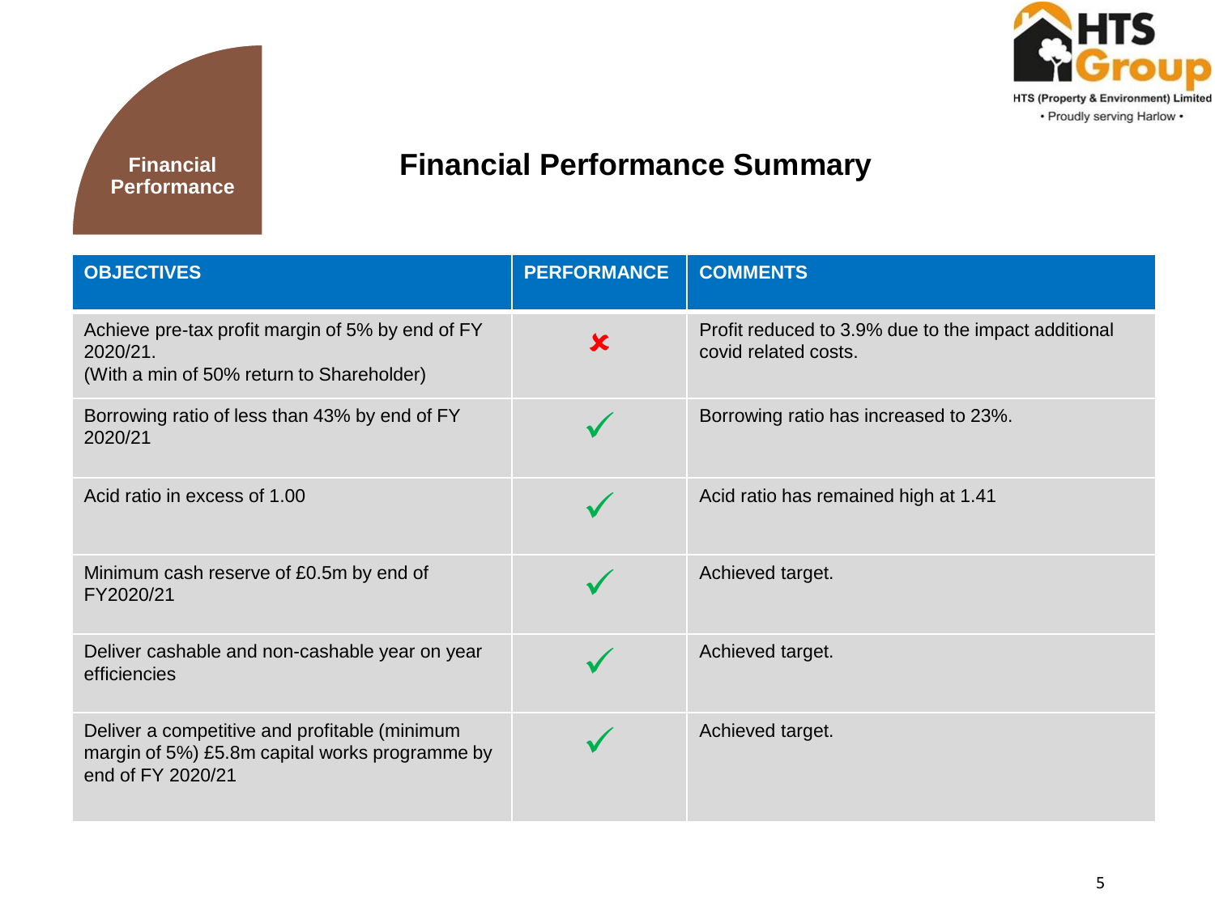Financial Performance

HTS Group
HTS (Property & Environment) Limited
• Proudly serving Harlow •

# Financial Performance Summary

| OBJECTIVES | PERFORMANCE | COMMENTS |
|---|---|---|
| Achieve pre-tax profit margin of 5% by end of FY 2020/21.<br>(With a min of 50% return to Shareholder) | ✘ | Profit reduced to 3.9% due to the impact additional covid related costs. |
| Borrowing ratio of less than 43% by end of FY 2020/21 | ✓ | Borrowing ratio has increased to 23%. |
| Acid ratio in excess of 1.00 | ✓ | Acid ratio has remained high at 1.41 |
| Minimum cash reserve of £0.5m by end of FY2020/21 | ✓ | Achieved target. |
| Deliver cashable and non-cashable year on year efficiencies | ✓ | Achieved target. |
| Deliver a competitive and profitable (minimum margin of 5%) £5.8m capital works programme by end of FY 2020/21 | ✓ | Achieved target. |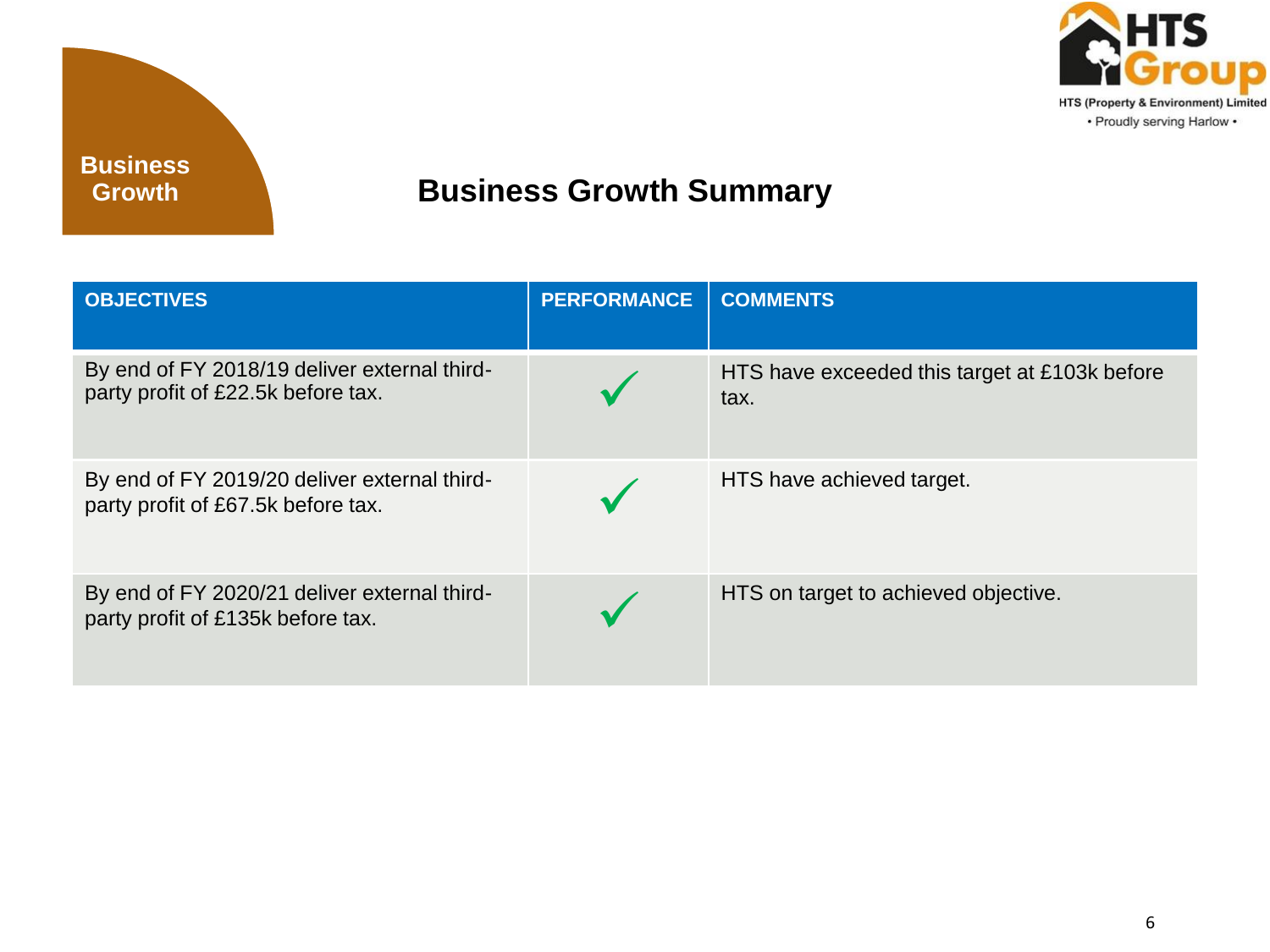HTS Group

HTS (Property & Environment) Limited

• Proudly serving Harlow •

**Business Growth**

# Business Growth Summary

| OBJECTIVES | PERFORMANCE | COMMENTS |
|---|---|---|
| By end of FY 2018/19 deliver external third-party profit of £22.5k before tax. | ✓ | HTS have exceeded this target at £103k before tax. |
| By end of FY 2019/20 deliver external third-party profit of £67.5k before tax. | ✓ | HTS have achieved target. |
| By end of FY 2020/21 deliver external third-party profit of £135k before tax. | ✓ | HTS on target to achieved objective. |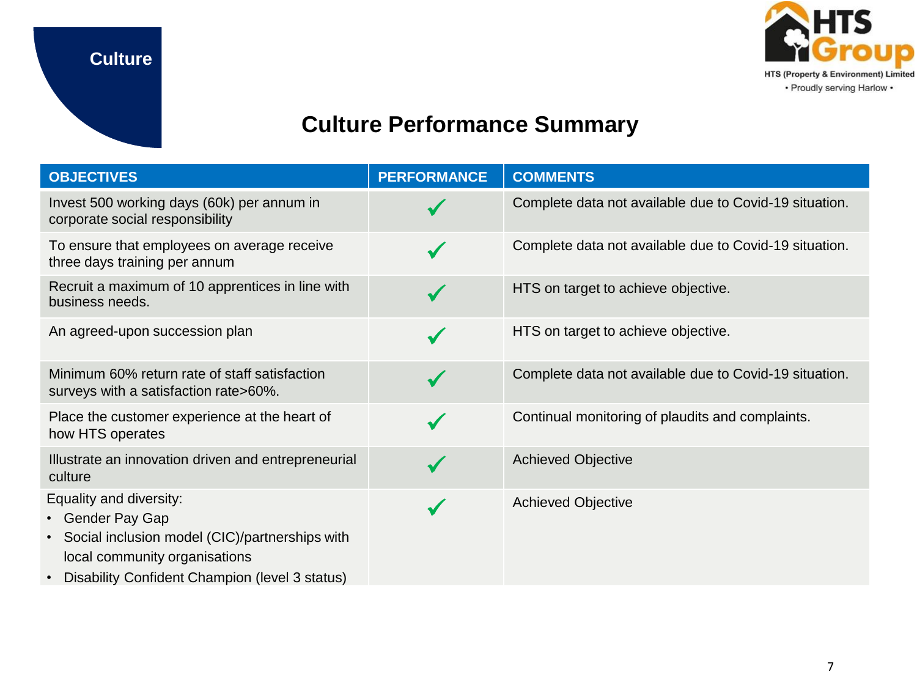Culture

HTS Group
HTS (Property & Environment) Limited
• Proudly serving Harlow •

# Culture Performance Summary

| OBJECTIVES | PERFORMANCE | COMMENTS |
|---|---|---|
| Invest 500 working days (60k) per annum in corporate social responsibility | ✓ | Complete data not available due to Covid-19 situation. |
| To ensure that employees on average receive three days training per annum | ✓ | Complete data not available due to Covid-19 situation. |
| Recruit a maximum of 10 apprentices in line with business needs. | ✓ | HTS on target to achieve objective. |
| An agreed-upon succession plan | ✓ | HTS on target to achieve objective. |
| Minimum 60% return rate of staff satisfaction surveys with a satisfaction rate>60%. | ✓ | Complete data not available due to Covid-19 situation. |
| Place the customer experience at the heart of how HTS operates | ✓ | Continual monitoring of plaudits and complaints. |
| Illustrate an innovation driven and entrepreneurial culture | ✓ | Achieved Objective |
| Equality and diversity:<br>• Gender Pay Gap<br>• Social inclusion model (CIC)/partnerships with local community organisations<br>• Disability Confident Champion (level 3 status) | ✓ | Achieved Objective |